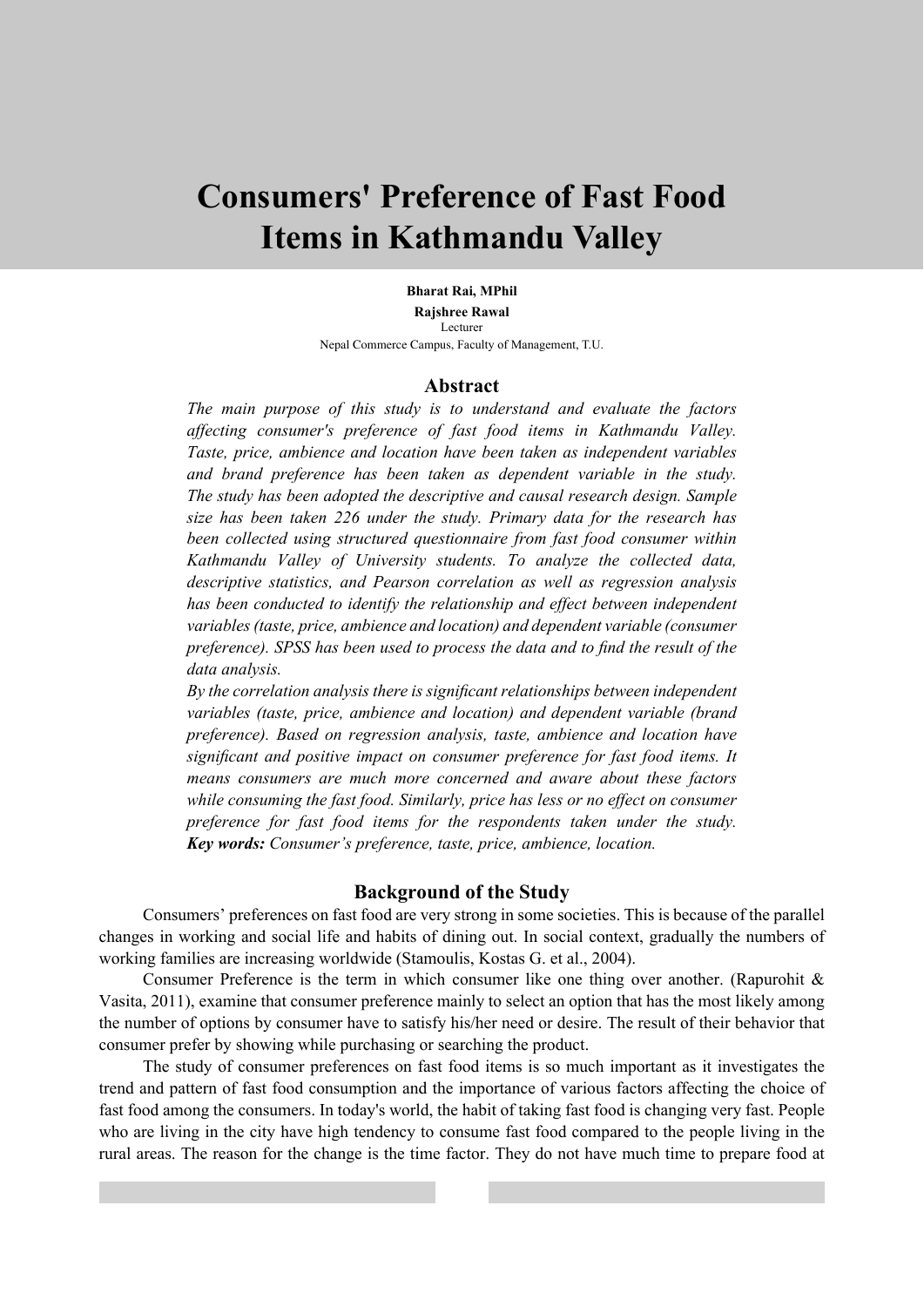# Consumers' Preference of Fast Food Items in Kathmandu Valley

**Bharat Rai, MPhil**

**Rajshree Rawal**

Lecturer

Nepal Commerce Campus, Faculty of Management, T.U.

## Abstract

*The main purpose of this study is to understand and evaluate the factors affecting consumer's preference of fast food items in Kathmandu Valley. Taste, price, ambience and location have been taken as independent variables and brand preference has been taken as dependent variable in the study. The study has been adopted the descriptive and causal research design. Sample size has been taken 226 under the study. Primary data for the research has been collected using structured questionnaire from fast food consumer within Kathmandu Valley of University students. To analyze the collected data, descriptive statistics, and Pearson correlation as well as regression analysis has been conducted to identify the relationship and effect between independent variables (taste, price, ambience and location) and dependent variable (consumer preference). SPSS has been used to process the data and to find the result of the data analysis.*

*By the correlation analysis there is significant relationships between independent variables (taste, price, ambience and location) and dependent variable (brand preference). Based on regression analysis, taste, ambience and location have significant and positive impact on consumer preference for fast food items. It means consumers are much more concerned and aware about these factors while consuming the fast food. Similarly, price has less or no effect on consumer preference for fast food items for the respondents taken under the study.* ***Key words:*** *Consumer's preference, taste, price, ambience, location.*

## Background of the Study

Consumers' preferences on fast food are very strong in some societies. This is because of the parallel changes in working and social life and habits of dining out. In social context, gradually the numbers of working families are increasing worldwide (Stamoulis, Kostas G. et al., 2004).

Consumer Preference is the term in which consumer like one thing over another. (Rapurohit & Vasita, 2011), examine that consumer preference mainly to select an option that has the most likely among the number of options by consumer have to satisfy his/her need or desire. The result of their behavior that consumer prefer by showing while purchasing or searching the product.

The study of consumer preferences on fast food items is so much important as it investigates the trend and pattern of fast food consumption and the importance of various factors affecting the choice of fast food among the consumers. In today's world, the habit of taking fast food is changing very fast. People who are living in the city have high tendency to consume fast food compared to the people living in the rural areas. The reason for the change is the time factor. They do not have much time to prepare food at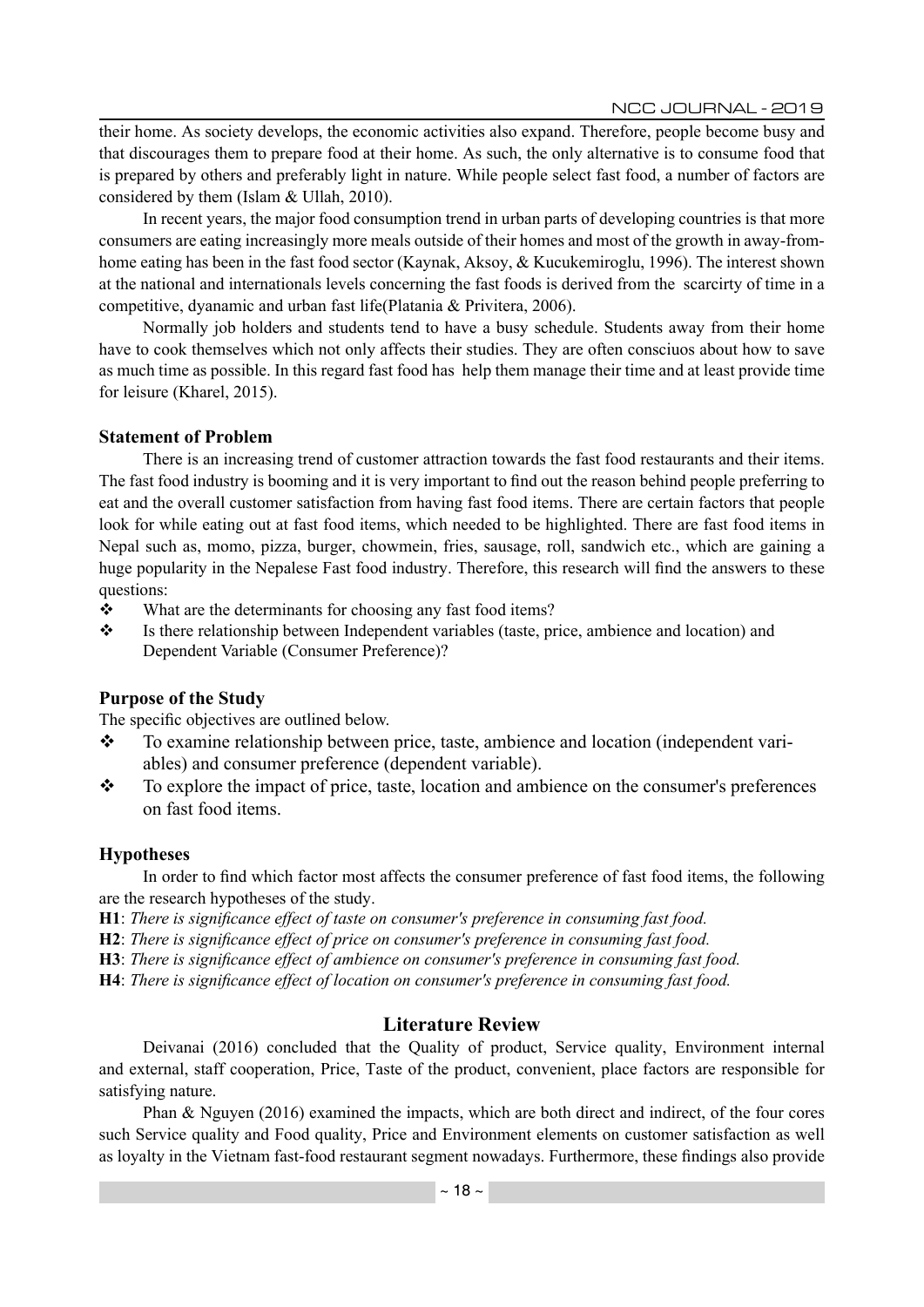their home. As society develops, the economic activities also expand. Therefore, people become busy and that discourages them to prepare food at their home. As such, the only alternative is to consume food that is prepared by others and preferably light in nature. While people select fast food, a number of factors are considered by them (Islam & Ullah, 2010).

In recent years, the major food consumption trend in urban parts of developing countries is that more consumers are eating increasingly more meals outside of their homes and most of the growth in away-from-home eating has been in the fast food sector (Kaynak, Aksoy, & Kucukemiroglu, 1996). The interest shown at the national and internationals levels concerning the fast foods is derived from the scarcirty of time in a competitive, dyanamic and urban fast life(Platania & Privitera, 2006).

Normally job holders and students tend to have a busy schedule. Students away from their home have to cook themselves which not only affects their studies. They are often consciuos about how to save as much time as possible. In this regard fast food has help them manage their time and at least provide time for leisure (Kharel, 2015).

### Statement of Problem

There is an increasing trend of customer attraction towards the fast food restaurants and their items. The fast food industry is booming and it is very important to find out the reason behind people preferring to eat and the overall customer satisfaction from having fast food items. There are certain factors that people look for while eating out at fast food items, which needed to be highlighted. There are fast food items in Nepal such as, momo, pizza, burger, chowmein, fries, sausage, roll, sandwich etc., which are gaining a huge popularity in the Nepalese Fast food industry. Therefore, this research will find the answers to these questions:

- What are the determinants for choosing any fast food items?
- Is there relationship between Independent variables (taste, price, ambience and location) and Dependent Variable (Consumer Preference)?

### Purpose of the Study

The specific objectives are outlined below.

- To examine relationship between price, taste, ambience and location (independent variables) and consumer preference (dependent variable).
- To explore the impact of price, taste, location and ambience on the consumer's preferences on fast food items.

### Hypotheses

In order to find which factor most affects the consumer preference of fast food items, the following are the research hypotheses of the study.

**H1**: *There is significance effect of taste on consumer's preference in consuming fast food.*

**H2**: *There is significance effect of price on consumer's preference in consuming fast food.*

**H3**: *There is significance effect of ambience on consumer's preference in consuming fast food.*

**H4**: *There is significance effect of location on consumer's preference in consuming fast food.*

## Literature Review

Deivanai (2016) concluded that the Quality of product, Service quality, Environment internal and external, staff cooperation, Price, Taste of the product, convenient, place factors are responsible for satisfying nature.

Phan & Nguyen (2016) examined the impacts, which are both direct and indirect, of the four cores such Service quality and Food quality, Price and Environment elements on customer satisfaction as well as loyalty in the Vietnam fast-food restaurant segment nowadays. Furthermore, these findings also provide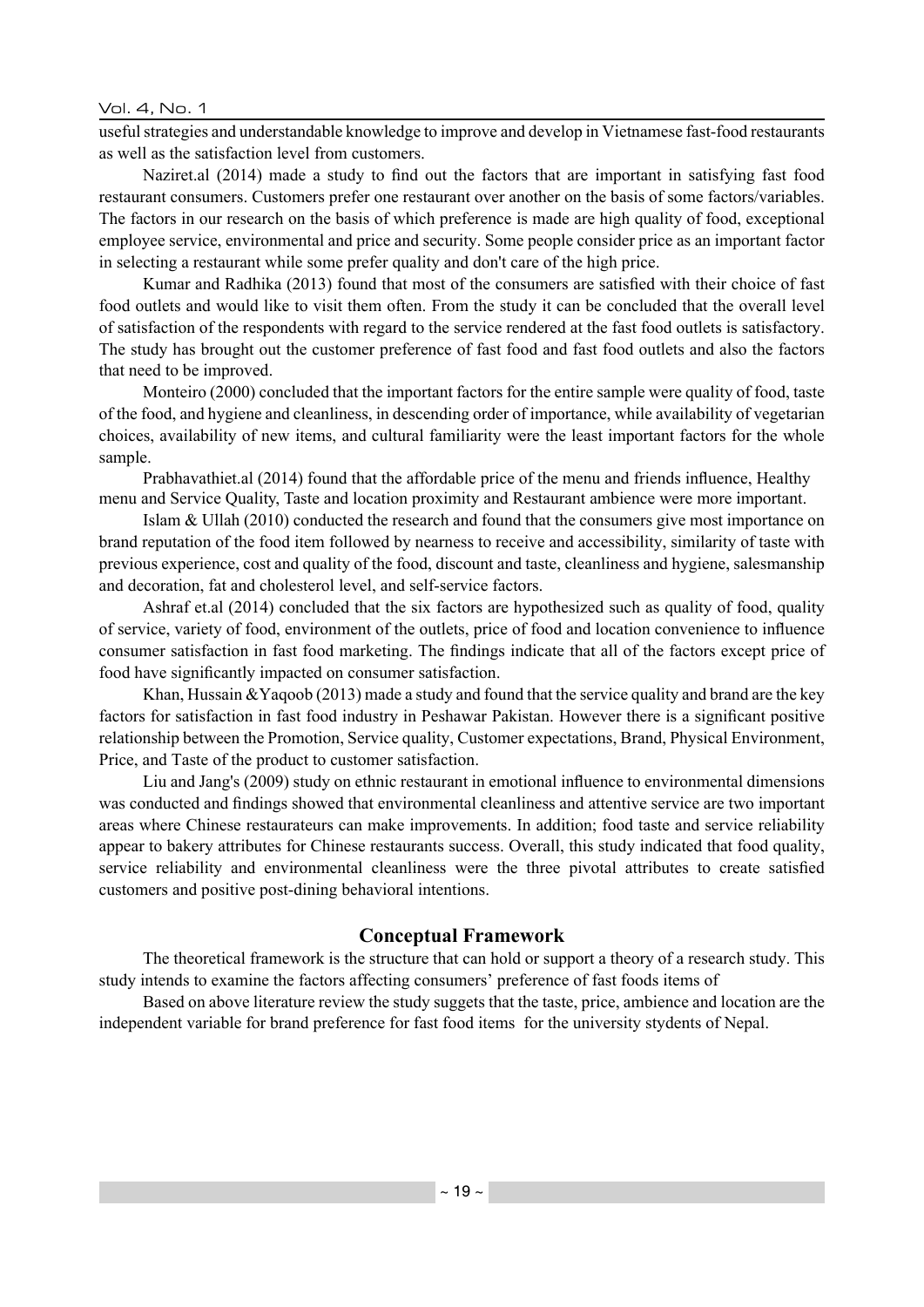useful strategies and understandable knowledge to improve and develop in Vietnamese fast-food restaurants as well as the satisfaction level from customers.

Naziret.al (2014) made a study to find out the factors that are important in satisfying fast food restaurant consumers. Customers prefer one restaurant over another on the basis of some factors/variables. The factors in our research on the basis of which preference is made are high quality of food, exceptional employee service, environmental and price and security. Some people consider price as an important factor in selecting a restaurant while some prefer quality and don't care of the high price.

Kumar and Radhika (2013) found that most of the consumers are satisfied with their choice of fast food outlets and would like to visit them often. From the study it can be concluded that the overall level of satisfaction of the respondents with regard to the service rendered at the fast food outlets is satisfactory. The study has brought out the customer preference of fast food and fast food outlets and also the factors that need to be improved.

Monteiro (2000) concluded that the important factors for the entire sample were quality of food, taste of the food, and hygiene and cleanliness, in descending order of importance, while availability of vegetarian choices, availability of new items, and cultural familiarity were the least important factors for the whole sample.

Prabhavathiet.al (2014) found that the affordable price of the menu and friends influence, Healthy menu and Service Quality, Taste and location proximity and Restaurant ambience were more important.

Islam & Ullah (2010) conducted the research and found that the consumers give most importance on brand reputation of the food item followed by nearness to receive and accessibility, similarity of taste with previous experience, cost and quality of the food, discount and taste, cleanliness and hygiene, salesmanship and decoration, fat and cholesterol level, and self-service factors.

Ashraf et.al (2014) concluded that the six factors are hypothesized such as quality of food, quality of service, variety of food, environment of the outlets, price of food and location convenience to influence consumer satisfaction in fast food marketing. The findings indicate that all of the factors except price of food have significantly impacted on consumer satisfaction.

Khan, Hussain &Yaqoob (2013) made a study and found that the service quality and brand are the key factors for satisfaction in fast food industry in Peshawar Pakistan. However there is a significant positive relationship between the Promotion, Service quality, Customer expectations, Brand, Physical Environment, Price, and Taste of the product to customer satisfaction.

Liu and Jang's (2009) study on ethnic restaurant in emotional influence to environmental dimensions was conducted and findings showed that environmental cleanliness and attentive service are two important areas where Chinese restaurateurs can make improvements. In addition; food taste and service reliability appear to bakery attributes for Chinese restaurants success. Overall, this study indicated that food quality, service reliability and environmental cleanliness were the three pivotal attributes to create satisfied customers and positive post-dining behavioral intentions.

## Conceptual Framework

The theoretical framework is the structure that can hold or support a theory of a research study. This study intends to examine the factors affecting consumers' preference of fast foods items of

Based on above literature review the study suggets that the taste, price, ambience and location are the independent variable for brand preference for fast food items for the university stydents of Nepal.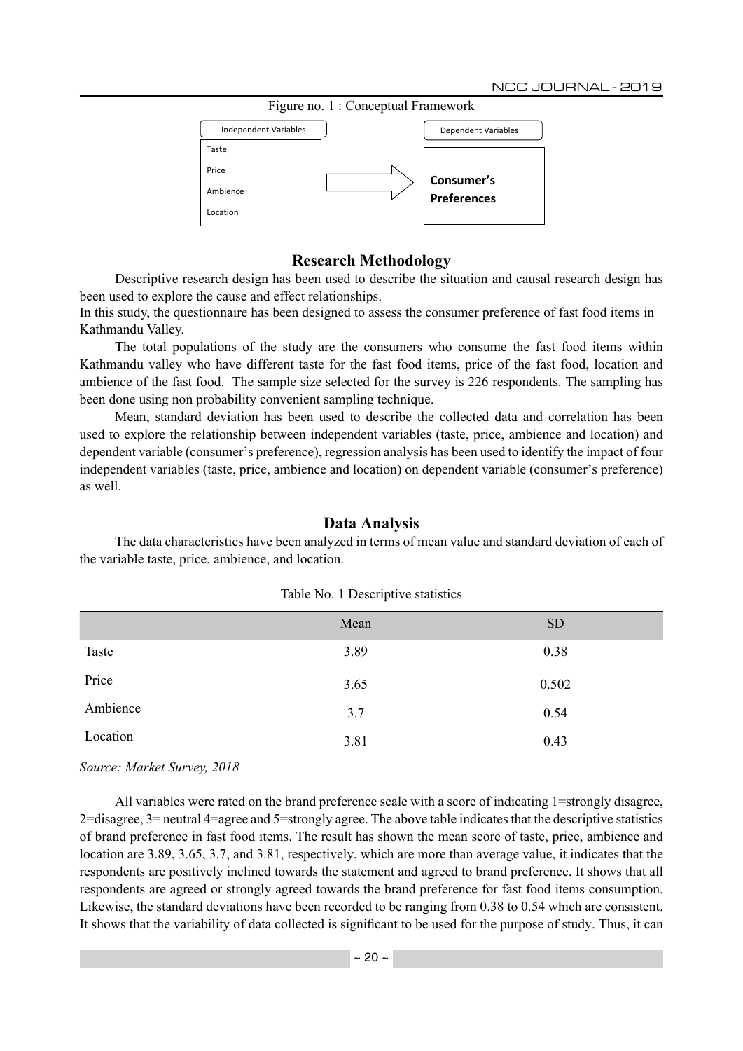Figure no. 1 : Conceptual Framework

| Independent Variables | | Dependent Variables |
|---|---|---|
| Taste<br>Price<br>Ambience<br>Location | → | **Consumer's Preferences** |

## Research Methodology

Descriptive research design has been used to describe the situation and causal research design has been used to explore the cause and effect relationships.

In this study, the questionnaire has been designed to assess the consumer preference of fast food items in Kathmandu Valley.

The total populations of the study are the consumers who consume the fast food items within Kathmandu valley who have different taste for the fast food items, price of the fast food, location and ambience of the fast food. The sample size selected for the survey is 226 respondents. The sampling has been done using non probability convenient sampling technique.

Mean, standard deviation has been used to describe the collected data and correlation has been used to explore the relationship between independent variables (taste, price, ambience and location) and dependent variable (consumer's preference), regression analysis has been used to identify the impact of four independent variables (taste, price, ambience and location) on dependent variable (consumer's preference) as well.

## Data Analysis

The data characteristics have been analyzed in terms of mean value and standard deviation of each of the variable taste, price, ambience, and location.

Table No. 1 Descriptive statistics

| | Mean | SD |
|---|---|---|
| Taste | 3.89 | 0.38 |
| Price | 3.65 | 0.502 |
| Ambience | 3.7 | 0.54 |
| Location | 3.81 | 0.43 |

*Source: Market Survey, 2018*

All variables were rated on the brand preference scale with a score of indicating 1=strongly disagree, 2=disagree, 3= neutral 4=agree and 5=strongly agree. The above table indicates that the descriptive statistics of brand preference in fast food items. The result has shown the mean score of taste, price, ambience and location are 3.89, 3.65, 3.7, and 3.81, respectively, which are more than average value, it indicates that the respondents are positively inclined towards the statement and agreed to brand preference. It shows that all respondents are agreed or strongly agreed towards the brand preference for fast food items consumption. Likewise, the standard deviations have been recorded to be ranging from 0.38 to 0.54 which are consistent. It shows that the variability of data collected is significant to be used for the purpose of study. Thus, it can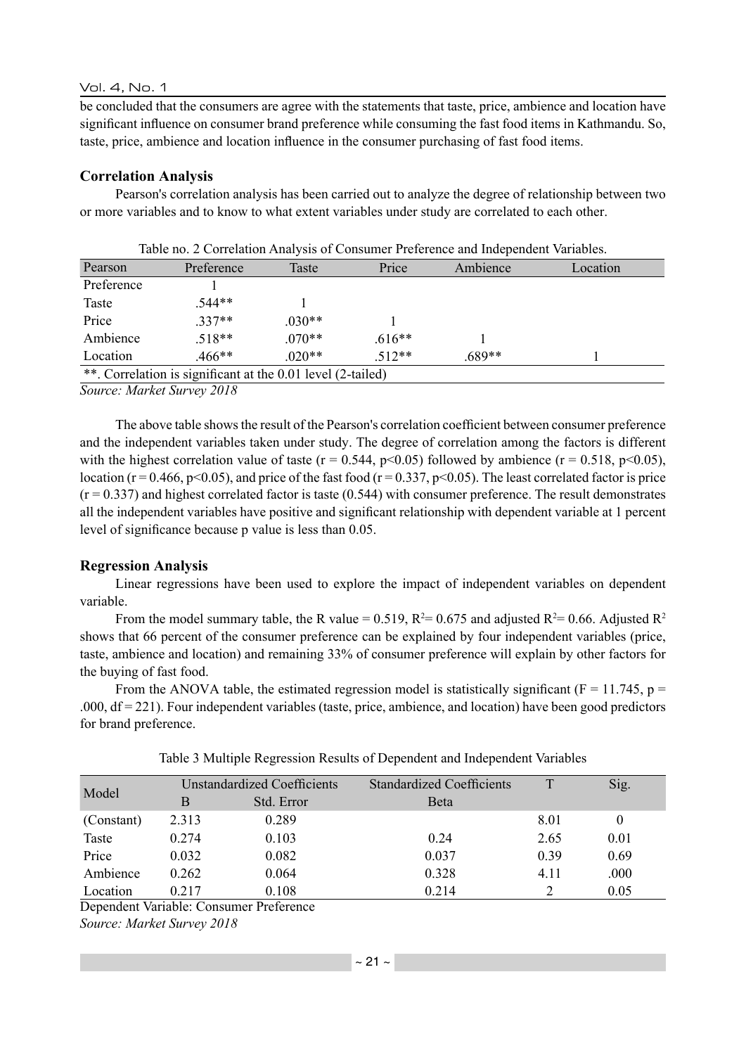be concluded that the consumers are agree with the statements that taste, price, ambience and location have significant influence on consumer brand preference while consuming the fast food items in Kathmandu. So, taste, price, ambience and location influence in the consumer purchasing of fast food items.

### Correlation Analysis

Pearson's correlation analysis has been carried out to analyze the degree of relationship between two or more variables and to know to what extent variables under study are correlated to each other.

Table no. 2 Correlation Analysis of Consumer Preference and Independent Variables.

| Pearson | Preference | Taste | Price | Ambience | Location |
|---|---|---|---|---|---|
| Preference | 1 | | | | |
| Taste | .544** | 1 | | | |
| Price | .337** | .030** | 1 | | |
| Ambience | .518** | .070** | .616** | 1 | |
| Location | .466** | .020** | .512** | .689** | 1 |
| **. Correlation is significant at the 0.01 level (2-tailed) | | | | | |

*Source: Market Survey 2018*

The above table shows the result of the Pearson's correlation coefficient between consumer preference and the independent variables taken under study. The degree of correlation among the factors is different with the highest correlation value of taste ($r = 0.544$, $p<0.05$) followed by ambience ($r = 0.518$, $p<0.05$), location ($r = 0.466$, $p<0.05$), and price of the fast food ($r = 0.337$, $p<0.05$). The least correlated factor is price ($r = 0.337$) and highest correlated factor is taste (0.544) with consumer preference. The result demonstrates all the independent variables have positive and significant relationship with dependent variable at 1 percent level of significance because p value is less than 0.05.

### Regression Analysis

Linear regressions have been used to explore the impact of independent variables on dependent variable.

From the model summary table, the R value = 0.519, $R^2$= 0.675 and adjusted $R^2$= 0.66. Adjusted $R^2$ shows that 66 percent of the consumer preference can be explained by four independent variables (price, taste, ambience and location) and remaining 33% of consumer preference will explain by other factors for the buying of fast food.

From the ANOVA table, the estimated regression model is statistically significant ($F = 11.745$, $p = .000$, $df = 221$). Four independent variables (taste, price, ambience, and location) have been good predictors for brand preference.

Table 3 Multiple Regression Results of Dependent and Independent Variables

| Model | Unstandardized Coefficients | | Standardized Coefficients | T | Sig. |
|---|---|---|---|---|---|
| | B | Std. Error | Beta | | |
| (Constant) | 2.313 | 0.289 | | 8.01 | 0 |
| Taste | 0.274 | 0.103 | 0.24 | 2.65 | 0.01 |
| Price | 0.032 | 0.082 | 0.037 | 0.39 | 0.69 |
| Ambience | 0.262 | 0.064 | 0.328 | 4.11 | .000 |
| Location | 0.217 | 0.108 | 0.214 | 2 | 0.05 |

Dependent Variable: Consumer Preference

*Source: Market Survey 2018*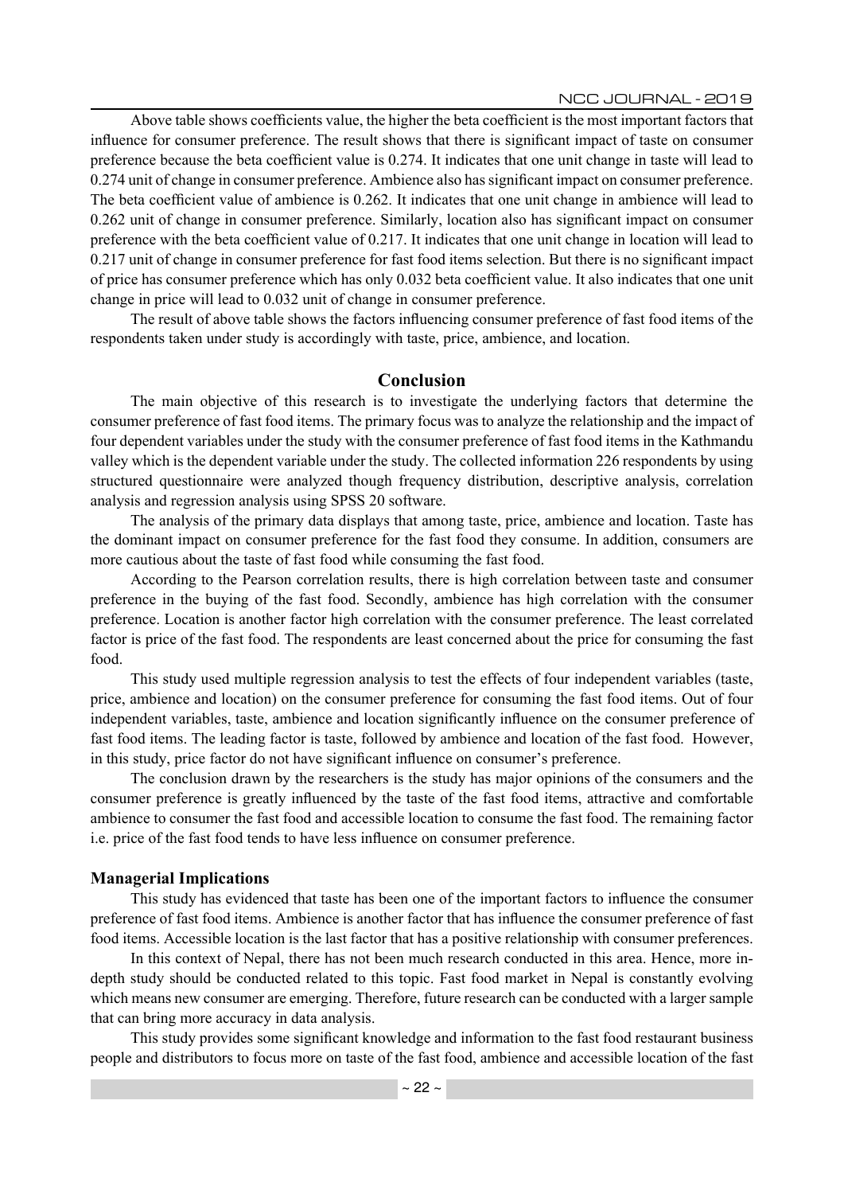Above table shows coefficients value, the higher the beta coefficient is the most important factors that influence for consumer preference. The result shows that there is significant impact of taste on consumer preference because the beta coefficient value is 0.274. It indicates that one unit change in taste will lead to 0.274 unit of change in consumer preference. Ambience also has significant impact on consumer preference. The beta coefficient value of ambience is 0.262. It indicates that one unit change in ambience will lead to 0.262 unit of change in consumer preference. Similarly, location also has significant impact on consumer preference with the beta coefficient value of 0.217. It indicates that one unit change in location will lead to 0.217 unit of change in consumer preference for fast food items selection. But there is no significant impact of price has consumer preference which has only 0.032 beta coefficient value. It also indicates that one unit change in price will lead to 0.032 unit of change in consumer preference.

The result of above table shows the factors influencing consumer preference of fast food items of the respondents taken under study is accordingly with taste, price, ambience, and location.

## Conclusion

The main objective of this research is to investigate the underlying factors that determine the consumer preference of fast food items. The primary focus was to analyze the relationship and the impact of four dependent variables under the study with the consumer preference of fast food items in the Kathmandu valley which is the dependent variable under the study. The collected information 226 respondents by using structured questionnaire were analyzed though frequency distribution, descriptive analysis, correlation analysis and regression analysis using SPSS 20 software.

The analysis of the primary data displays that among taste, price, ambience and location. Taste has the dominant impact on consumer preference for the fast food they consume. In addition, consumers are more cautious about the taste of fast food while consuming the fast food.

According to the Pearson correlation results, there is high correlation between taste and consumer preference in the buying of the fast food. Secondly, ambience has high correlation with the consumer preference. Location is another factor high correlation with the consumer preference. The least correlated factor is price of the fast food. The respondents are least concerned about the price for consuming the fast food.

This study used multiple regression analysis to test the effects of four independent variables (taste, price, ambience and location) on the consumer preference for consuming the fast food items. Out of four independent variables, taste, ambience and location significantly influence on the consumer preference of fast food items. The leading factor is taste, followed by ambience and location of the fast food. However, in this study, price factor do not have significant influence on consumer's preference.

The conclusion drawn by the researchers is the study has major opinions of the consumers and the consumer preference is greatly influenced by the taste of the fast food items, attractive and comfortable ambience to consumer the fast food and accessible location to consume the fast food. The remaining factor i.e. price of the fast food tends to have less influence on consumer preference.

### Managerial Implications

This study has evidenced that taste has been one of the important factors to influence the consumer preference of fast food items. Ambience is another factor that has influence the consumer preference of fast food items. Accessible location is the last factor that has a positive relationship with consumer preferences.

In this context of Nepal, there has not been much research conducted in this area. Hence, more in-depth study should be conducted related to this topic. Fast food market in Nepal is constantly evolving which means new consumer are emerging. Therefore, future research can be conducted with a larger sample that can bring more accuracy in data analysis.

This study provides some significant knowledge and information to the fast food restaurant business people and distributors to focus more on taste of the fast food, ambience and accessible location of the fast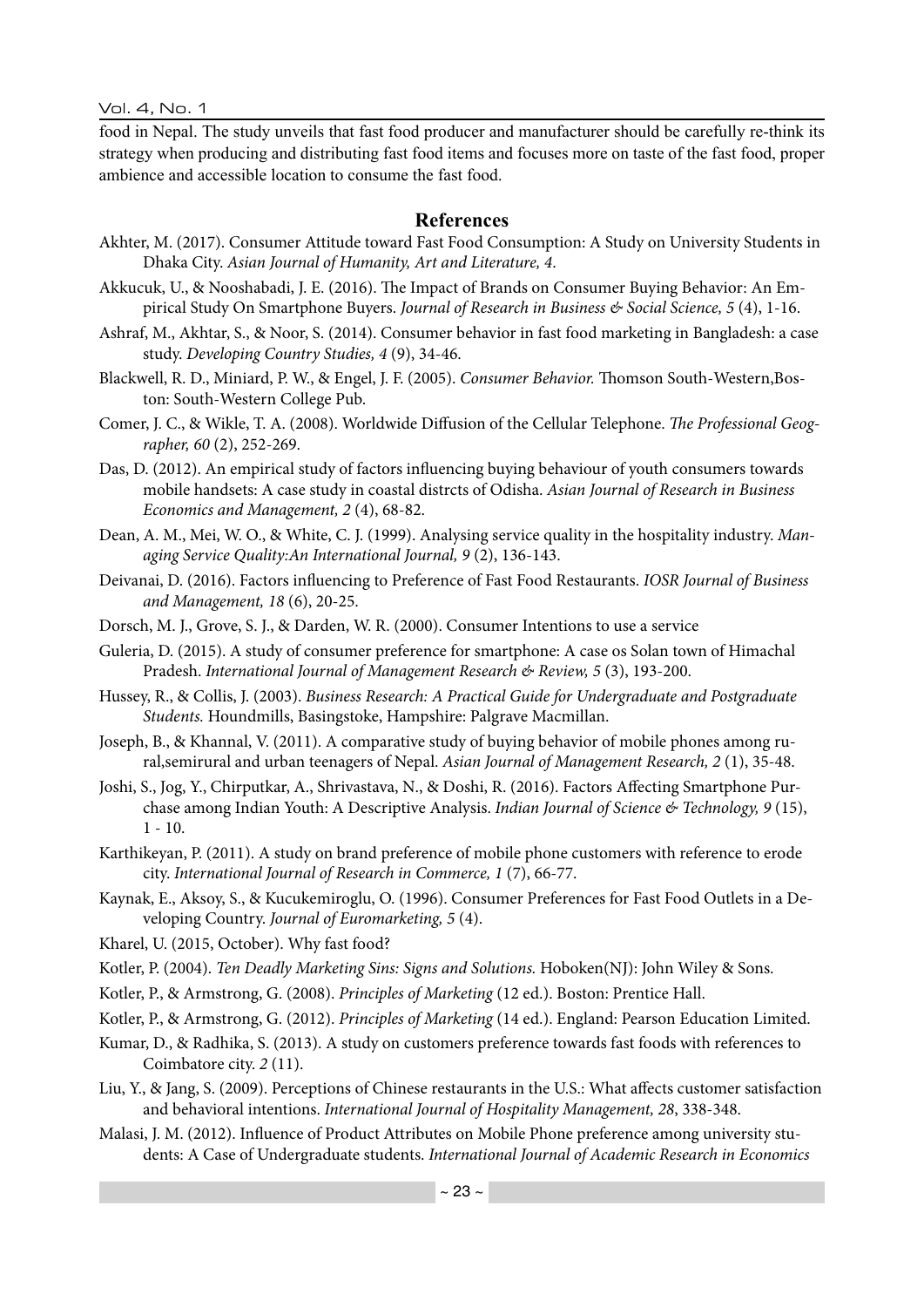food in Nepal. The study unveils that fast food producer and manufacturer should be carefully re-think its strategy when producing and distributing fast food items and focuses more on taste of the fast food, proper ambience and accessible location to consume the fast food.

## References

Akhter, M. (2017). Consumer Attitude toward Fast Food Consumption: A Study on University Students in Dhaka City. *Asian Journal of Humanity, Art and Literature, 4*.

Akkucuk, U., & Nooshabadi, J. E. (2016). The Impact of Brands on Consumer Buying Behavior: An Empirical Study On Smartphone Buyers. *Journal of Research in Business & Social Science, 5* (4), 1-16.

Ashraf, M., Akhtar, S., & Noor, S. (2014). Consumer behavior in fast food marketing in Bangladesh: a case study. *Developing Country Studies, 4* (9), 34-46.

Blackwell, R. D., Miniard, P. W., & Engel, J. F. (2005). *Consumer Behavior.* Thomson South-Western,Boston: South-Western College Pub.

Comer, J. C., & Wikle, T. A. (2008). Worldwide Diffusion of the Cellular Telephone. *The Professional Geographer, 60* (2), 252-269.

Das, D. (2012). An empirical study of factors influencing buying behaviour of youth consumers towards mobile handsets: A case study in coastal distrcts of Odisha. *Asian Journal of Research in Business Economics and Management, 2* (4), 68-82.

Dean, A. M., Mei, W. O., & White, C. J. (1999). Analysing service quality in the hospitality industry. *Managing Service Quality:An International Journal, 9* (2), 136-143.

Deivanai, D. (2016). Factors influencing to Preference of Fast Food Restaurants. *IOSR Journal of Business and Management, 18* (6), 20-25.

Dorsch, M. J., Grove, S. J., & Darden, W. R. (2000). Consumer Intentions to use a service

Guleria, D. (2015). A study of consumer preference for smartphone: A case os Solan town of Himachal Pradesh. *International Journal of Management Research & Review, 5* (3), 193-200.

Hussey, R., & Collis, J. (2003). *Business Research: A Practical Guide for Undergraduate and Postgraduate Students.* Houndmills, Basingstoke, Hampshire: Palgrave Macmillan.

Joseph, B., & Khannal, V. (2011). A comparative study of buying behavior of mobile phones among rural,semirural and urban teenagers of Nepal. *Asian Journal of Management Research, 2* (1), 35-48.

Joshi, S., Jog, Y., Chirputkar, A., Shrivastava, N., & Doshi, R. (2016). Factors Affecting Smartphone Purchase among Indian Youth: A Descriptive Analysis. *Indian Journal of Science & Technology, 9* (15), 1 - 10.

Karthikeyan, P. (2011). A study on brand preference of mobile phone customers with reference to erode city. *International Journal of Research in Commerce, 1* (7), 66-77.

Kaynak, E., Aksoy, S., & Kucukemiroglu, O. (1996). Consumer Preferences for Fast Food Outlets in a Developing Country. *Journal of Euromarketing, 5* (4).

Kharel, U. (2015, October). Why fast food?

Kotler, P. (2004). *Ten Deadly Marketing Sins: Signs and Solutions.* Hoboken(NJ): John Wiley & Sons.

Kotler, P., & Armstrong, G. (2008). *Principles of Marketing* (12 ed.). Boston: Prentice Hall.

Kotler, P., & Armstrong, G. (2012). *Principles of Marketing* (14 ed.). England: Pearson Education Limited.

Kumar, D., & Radhika, S. (2013). A study on customers preference towards fast foods with references to Coimbatore city. *2* (11).

Liu, Y., & Jang, S. (2009). Perceptions of Chinese restaurants in the U.S.: What affects customer satisfaction and behavioral intentions. *International Journal of Hospitality Management, 28*, 338-348.

Malasi, J. M. (2012). Influence of Product Attributes on Mobile Phone preference among university students: A Case of Undergraduate students. *International Journal of Academic Research in Economics*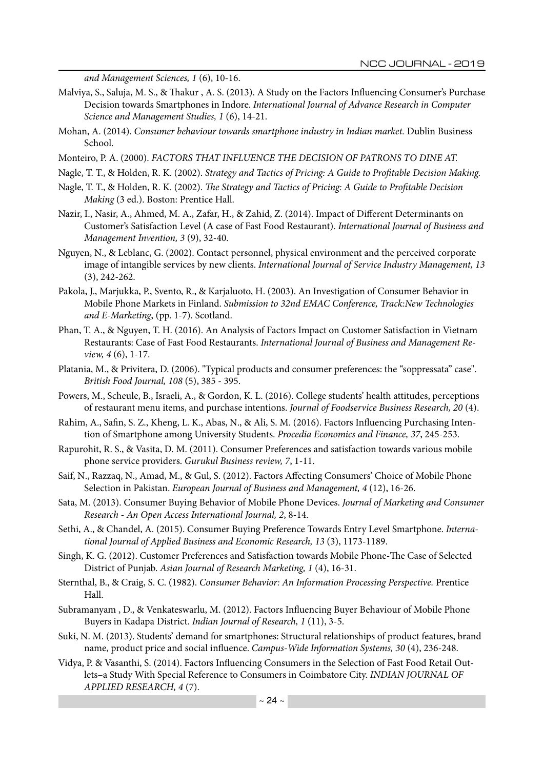*and Management Sciences, 1* (6), 10-16.

Malviya, S., Saluja, M. S., & Thakur , A. S. (2013). A Study on the Factors Influencing Consumer's Purchase Decision towards Smartphones in Indore. *International Journal of Advance Research in Computer Science and Management Studies, 1* (6), 14-21.

Mohan, A. (2014). *Consumer behaviour towards smartphone industry in Indian market.* Dublin Business School.

Monteiro, P. A. (2000). *FACTORS THAT INFLUENCE THE DECISION OF PATRONS TO DINE AT.*

Nagle, T. T., & Holden, R. K. (2002). *Strategy and Tactics of Pricing: A Guide to Profitable Decision Making.*

Nagle, T. T., & Holden, R. K. (2002). *The Strategy and Tactics of Pricing: A Guide to Profitable Decision Making* (3 ed.). Boston: Prentice Hall.

Nazir, I., Nasir, A., Ahmed, M. A., Zafar, H., & Zahid, Z. (2014). Impact of Different Determinants on Customer's Satisfaction Level (A case of Fast Food Restaurant). *International Journal of Business and Management Invention, 3* (9), 32-40.

Nguyen, N., & Leblanc, G. (2002). Contact personnel, physical environment and the perceived corporate image of intangible services by new clients. *International Journal of Service Industry Management, 13* (3), 242-262.

Pakola, J., Marjukka, P., Svento, R., & Karjaluoto, H. (2003). An Investigation of Consumer Behavior in Mobile Phone Markets in Finland. *Submission to 32nd EMAC Conference, Track:New Technologies and E-Marketing*, (pp. 1-7). Scotland.

Phan, T. A., & Nguyen, T. H. (2016). An Analysis of Factors Impact on Customer Satisfaction in Vietnam Restaurants: Case of Fast Food Restaurants. *International Journal of Business and Management Review, 4* (6), 1-17.

Platania, M., & Privitera, D. (2006). "Typical products and consumer preferences: the "soppressata" case". *British Food Journal, 108* (5), 385 - 395.

Powers, M., Scheule, B., Israeli, A., & Gordon, K. L. (2016). College students' health attitudes, perceptions of restaurant menu items, and purchase intentions. *Journal of Foodservice Business Research, 20* (4).

Rahim, A., Safin, S. Z., Kheng, L. K., Abas, N., & Ali, S. M. (2016). Factors Influencing Purchasing Intention of Smartphone among University Students. *Procedia Economics and Finance, 37*, 245-253.

Rapurohit, R. S., & Vasita, D. M. (2011). Consumer Preferences and satisfaction towards various mobile phone service providers. *Gurukul Business review, 7*, 1-11.

Saif, N., Razzaq, N., Amad, M., & Gul, S. (2012). Factors Affecting Consumers' Choice of Mobile Phone Selection in Pakistan. *European Journal of Business and Management, 4* (12), 16-26.

Sata, M. (2013). Consumer Buying Behavior of Mobile Phone Devices. *Journal of Marketing and Consumer Research - An Open Access International Journal, 2*, 8-14.

Sethi, A., & Chandel, A. (2015). Consumer Buying Preference Towards Entry Level Smartphone. *International Journal of Applied Business and Economic Research, 13* (3), 1173-1189.

Singh, K. G. (2012). Customer Preferences and Satisfaction towards Mobile Phone-The Case of Selected District of Punjab. *Asian Journal of Research Marketing, 1* (4), 16-31.

Sternthal, B., & Craig, S. C. (1982). *Consumer Behavior: An Information Processing Perspective.* Prentice Hall.

Subramanyam , D., & Venkateswarlu, M. (2012). Factors Influencing Buyer Behaviour of Mobile Phone Buyers in Kadapa District. *Indian Journal of Research, 1* (11), 3-5.

Suki, N. M. (2013). Students' demand for smartphones: Structural relationships of product features, brand name, product price and social influence. *Campus-Wide Information Systems, 30* (4), 236-248.

Vidya, P. & Vasanthi, S. (2014). Factors Influencing Consumers in the Selection of Fast Food Retail Outlets–a Study With Special Reference to Consumers in Coimbatore City. *INDIAN JOURNAL OF APPLIED RESEARCH, 4* (7).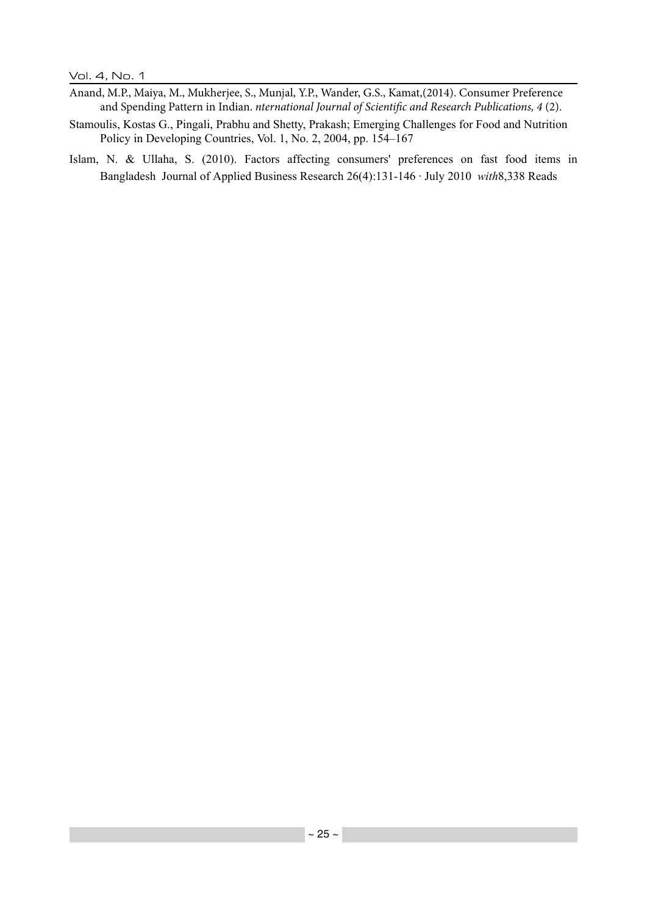Anand, M.P., Maiya, M., Mukherjee, S., Munjal, Y.P., Wander, G.S., Kamat,(2014). Consumer Preference and Spending Pattern in Indian. *nternational Journal of Scientific and Research Publications, 4* (2).

Stamoulis, Kostas G., Pingali, Prabhu and Shetty, Prakash; Emerging Challenges for Food and Nutrition Policy in Developing Countries, Vol. 1, No. 2, 2004, pp. 154–167

Islam, N. & Ullaha, S. (2010). Factors affecting consumers' preferences on fast food items in Bangladesh Journal of Applied Business Research 26(4):131-146 · July 2010 *with*8,338 Reads